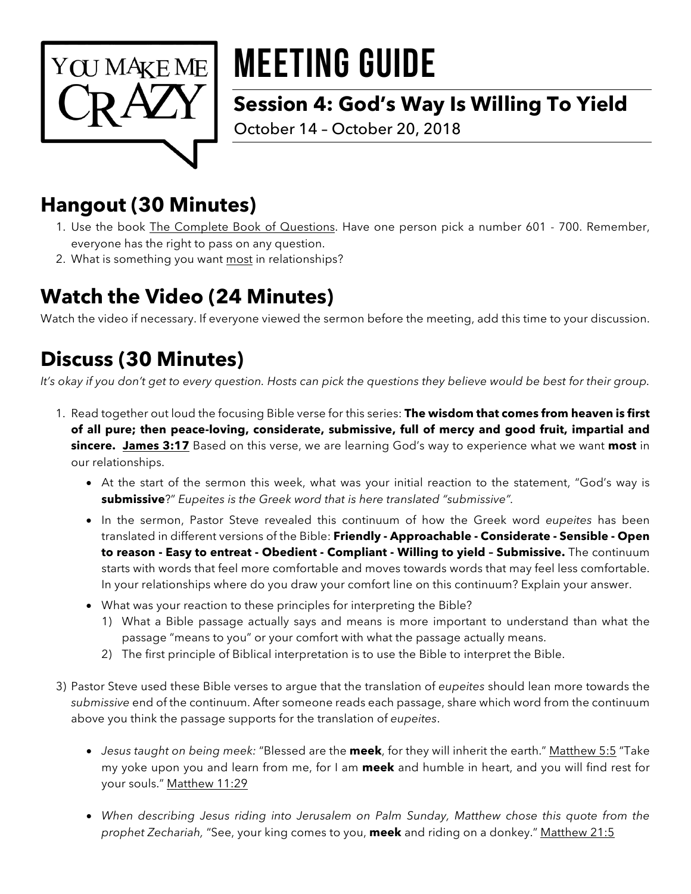# MEETING GUIDE

## Session 4: God's Way Is Willing To Yield

October 14 – October 20, 2018

## Hangout (30 Minutes)

1. Use the book The Complete Book of Questions. Have one person pick a number 601 - 700. Remember, everyone has the right to pass on any question.
2. What is something you want most in relationships?

## Watch the Video (24 Minutes)

Watch the video if necessary. If everyone viewed the sermon before the meeting, add this time to your discussion.

## Discuss (30 Minutes)

*It's okay if you don't get to every question. Hosts can pick the questions they believe would be best for their group.*

1. Read together out loud the focusing Bible verse for this series: **The wisdom that comes from heaven is first of all pure; then peace-loving, considerate, submissive, full of mercy and good fruit, impartial and sincere. James 3:17** Based on this verse, we are learning God's way to experience what we want **most** in our relationships.
   - At the start of the sermon this week, what was your initial reaction to the statement, "God's way is **submissive**?" *Eupeites is the Greek word that is here translated "submissive".*
   - In the sermon, Pastor Steve revealed this continuum of how the Greek word *eupeites* has been translated in different versions of the Bible: **Friendly - Approachable - Considerate - Sensible - Open to reason - Easy to entreat - Obedient - Compliant - Willing to yield – Submissive.** The continuum starts with words that feel more comfortable and moves towards words that may feel less comfortable. In your relationships where do you draw your comfort line on this continuum? Explain your answer.
   - What was your reaction to these principles for interpreting the Bible?
     1) What a Bible passage actually says and means is more important to understand than what the passage "means to you" or your comfort with what the passage actually means.
     2) The first principle of Biblical interpretation is to use the Bible to interpret the Bible.

3) Pastor Steve used these Bible verses to argue that the translation of *eupeites* should lean more towards the *submissive* end of the continuum. After someone reads each passage, share which word from the continuum above you think the passage supports for the translation of *eupeites*.

   - *Jesus taught on being meek:* "Blessed are the **meek**, for they will inherit the earth." Matthew 5:5 "Take my yoke upon you and learn from me, for I am **meek** and humble in heart, and you will find rest for your souls." Matthew 11:29

   - *When describing Jesus riding into Jerusalem on Palm Sunday, Matthew chose this quote from the prophet Zechariah,* "See, your king comes to you, **meek** and riding on a donkey." Matthew 21:5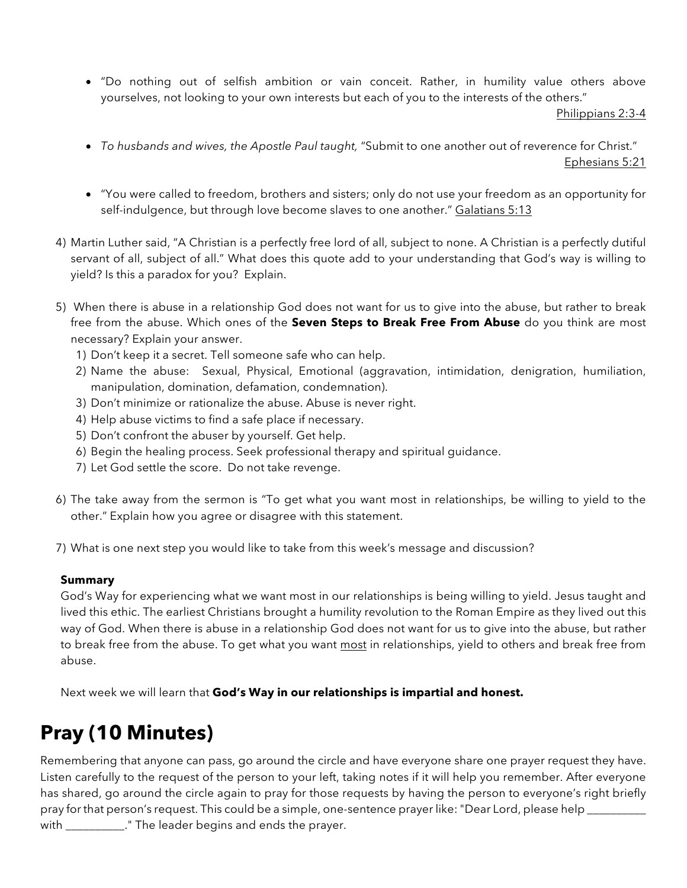- "Do nothing out of selfish ambition or vain conceit. Rather, in humility value others above yourselves, not looking to your own interests but each of you to the interests of the others." Philippians 2:3-4

- *To husbands and wives, the Apostle Paul taught,* "Submit to one another out of reverence for Christ." Ephesians 5:21

- "You were called to freedom, brothers and sisters; only do not use your freedom as an opportunity for self-indulgence, but through love become slaves to one another." Galatians 5:13

4) Martin Luther said, "A Christian is a perfectly free lord of all, subject to none. A Christian is a perfectly dutiful servant of all, subject of all." What does this quote add to your understanding that God's way is willing to yield? Is this a paradox for you? Explain.

5) When there is abuse in a relationship God does not want for us to give into the abuse, but rather to break free from the abuse. Which ones of the **Seven Steps to Break Free From Abuse** do you think are most necessary? Explain your answer.
   1) Don't keep it a secret. Tell someone safe who can help.
   2) Name the abuse: Sexual, Physical, Emotional (aggravation, intimidation, denigration, humiliation, manipulation, domination, defamation, condemnation).
   3) Don't minimize or rationalize the abuse. Abuse is never right.
   4) Help abuse victims to find a safe place if necessary.
   5) Don't confront the abuser by yourself. Get help.
   6) Begin the healing process. Seek professional therapy and spiritual guidance.
   7) Let God settle the score. Do not take revenge.

6) The take away from the sermon is "To get what you want most in relationships, be willing to yield to the other." Explain how you agree or disagree with this statement.

7) What is one next step you would like to take from this week's message and discussion?

**Summary**
God's Way for experiencing what we want most in our relationships is being willing to yield. Jesus taught and lived this ethic. The earliest Christians brought a humility revolution to the Roman Empire as they lived out this way of God. When there is abuse in a relationship God does not want for us to give into the abuse, but rather to break free from the abuse. To get what you want most in relationships, yield to others and break free from abuse.

Next week we will learn that **God's Way in our relationships is impartial and honest.**

# Pray (10 Minutes)

Remembering that anyone can pass, go around the circle and have everyone share one prayer request they have. Listen carefully to the request of the person to your left, taking notes if it will help you remember. After everyone has shared, go around the circle again to pray for those requests by having the person to everyone's right briefly pray for that person's request. This could be a simple, one-sentence prayer like: "Dear Lord, please help __________ with __________." The leader begins and ends the prayer.